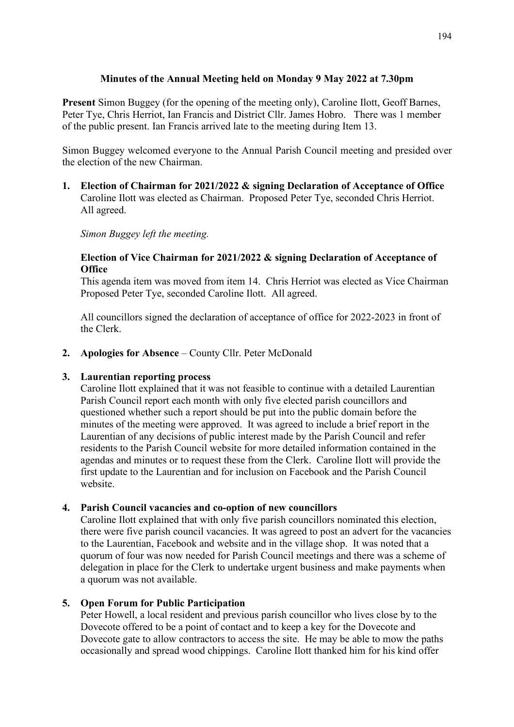**Minutes of the Annual Meeting held on Monday 9 May 2022 at 7.30pm**

**Present** Simon Buggey (for the opening of the meeting only), Caroline Ilott, Geoff Barnes, Peter Tye, Chris Herriot, Ian Francis and District Cllr. James Hobro. There was 1 member of the public present. Ian Francis arrived late to the meeting during Item 13.

Simon Buggey welcomed everyone to the Annual Parish Council meeting and presided over the election of the new Chairman.

1. **Election of Chairman for 2021/2022 & signing Declaration of Acceptance of Office**
   Caroline Ilott was elected as Chairman. Proposed Peter Tye, seconded Chris Herriot. All agreed.

   *Simon Buggey left the meeting.*

   **Election of Vice Chairman for 2021/2022 & signing Declaration of Acceptance of Office**
   This agenda item was moved from item 14. Chris Herriot was elected as Vice Chairman Proposed Peter Tye, seconded Caroline Ilott. All agreed.

   All councillors signed the declaration of acceptance of office for 2022-2023 in front of the Clerk.

2. **Apologies for Absence** – County Cllr. Peter McDonald

3. **Laurentian reporting process**
   Caroline Ilott explained that it was not feasible to continue with a detailed Laurentian Parish Council report each month with only five elected parish councillors and questioned whether such a report should be put into the public domain before the minutes of the meeting were approved. It was agreed to include a brief report in the Laurentian of any decisions of public interest made by the Parish Council and refer residents to the Parish Council website for more detailed information contained in the agendas and minutes or to request these from the Clerk. Caroline Ilott will provide the first update to the Laurentian and for inclusion on Facebook and the Parish Council website.

4. **Parish Council vacancies and co-option of new councillors**
   Caroline Ilott explained that with only five parish councillors nominated this election, there were five parish council vacancies. It was agreed to post an advert for the vacancies to the Laurentian, Facebook and website and in the village shop. It was noted that a quorum of four was now needed for Parish Council meetings and there was a scheme of delegation in place for the Clerk to undertake urgent business and make payments when a quorum was not available.

5. **Open Forum for Public Participation**
   Peter Howell, a local resident and previous parish councillor who lives close by to the Dovecote offered to be a point of contact and to keep a key for the Dovecote and Dovecote gate to allow contractors to access the site. He may be able to mow the paths occasionally and spread wood chippings. Caroline Ilott thanked him for his kind offer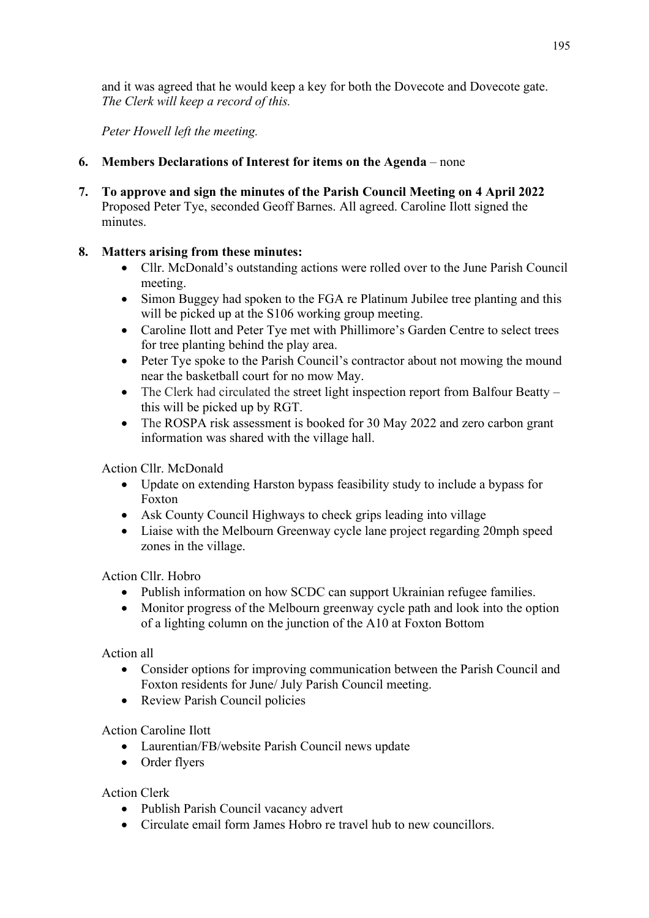and it was agreed that he would keep a key for both the Dovecote and Dovecote gate. *The Clerk will keep a record of this.*

*Peter Howell left the meeting.*

6. **Members Declarations of Interest for items on the Agenda** – none

7. **To approve and sign the minutes of the Parish Council Meeting on 4 April 2022**
   Proposed Peter Tye, seconded Geoff Barnes. All agreed. Caroline Ilott signed the minutes.

8. **Matters arising from these minutes:**
   - Cllr. McDonald's outstanding actions were rolled over to the June Parish Council meeting.
   - Simon Buggey had spoken to the FGA re Platinum Jubilee tree planting and this will be picked up at the S106 working group meeting.
   - Caroline Ilott and Peter Tye met with Phillimore's Garden Centre to select trees for tree planting behind the play area.
   - Peter Tye spoke to the Parish Council's contractor about not mowing the mound near the basketball court for no mow May.
   - The Clerk had circulated the street light inspection report from Balfour Beatty – this will be picked up by RGT.
   - The ROSPA risk assessment is booked for 30 May 2022 and zero carbon grant information was shared with the village hall.

   Action Cllr. McDonald
   - Update on extending Harston bypass feasibility study to include a bypass for Foxton
   - Ask County Council Highways to check grips leading into village
   - Liaise with the Melbourn Greenway cycle lane project regarding 20mph speed zones in the village.

   Action Cllr. Hobro
   - Publish information on how SCDC can support Ukrainian refugee families.
   - Monitor progress of the Melbourn greenway cycle path and look into the option of a lighting column on the junction of the A10 at Foxton Bottom

   Action all
   - Consider options for improving communication between the Parish Council and Foxton residents for June/ July Parish Council meeting.
   - Review Parish Council policies

   Action Caroline Ilott
   - Laurentian/FB/website Parish Council news update
   - Order flyers

   Action Clerk
   - Publish Parish Council vacancy advert
   - Circulate email form James Hobro re travel hub to new councillors.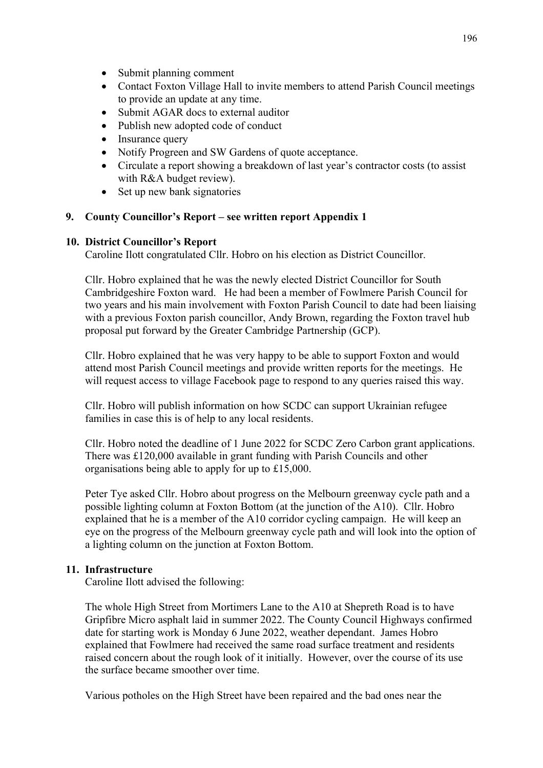- Submit planning comment
- Contact Foxton Village Hall to invite members to attend Parish Council meetings to provide an update at any time.
- Submit AGAR docs to external auditor
- Publish new adopted code of conduct
- Insurance query
- Notify Progreen and SW Gardens of quote acceptance.
- Circulate a report showing a breakdown of last year's contractor costs (to assist with R&A budget review).
- Set up new bank signatories

**9. County Councillor's Report – see written report Appendix 1**

**10. District Councillor's Report**

Caroline Ilott congratulated Cllr. Hobro on his election as District Councillor.

Cllr. Hobro explained that he was the newly elected District Councillor for South Cambridgeshire Foxton ward. He had been a member of Fowlmere Parish Council for two years and his main involvement with Foxton Parish Council to date had been liaising with a previous Foxton parish councillor, Andy Brown, regarding the Foxton travel hub proposal put forward by the Greater Cambridge Partnership (GCP).

Cllr. Hobro explained that he was very happy to be able to support Foxton and would attend most Parish Council meetings and provide written reports for the meetings. He will request access to village Facebook page to respond to any queries raised this way.

Cllr. Hobro will publish information on how SCDC can support Ukrainian refugee families in case this is of help to any local residents.

Cllr. Hobro noted the deadline of 1 June 2022 for SCDC Zero Carbon grant applications. There was £120,000 available in grant funding with Parish Councils and other organisations being able to apply for up to £15,000.

Peter Tye asked Cllr. Hobro about progress on the Melbourn greenway cycle path and a possible lighting column at Foxton Bottom (at the junction of the A10). Cllr. Hobro explained that he is a member of the A10 corridor cycling campaign. He will keep an eye on the progress of the Melbourn greenway cycle path and will look into the option of a lighting column on the junction at Foxton Bottom.

**11. Infrastructure**

Caroline Ilott advised the following:

The whole High Street from Mortimers Lane to the A10 at Shepreth Road is to have Gripfibre Micro asphalt laid in summer 2022. The County Council Highways confirmed date for starting work is Monday 6 June 2022, weather dependant. James Hobro explained that Fowlmere had received the same road surface treatment and residents raised concern about the rough look of it initially. However, over the course of its use the surface became smoother over time.

Various potholes on the High Street have been repaired and the bad ones near the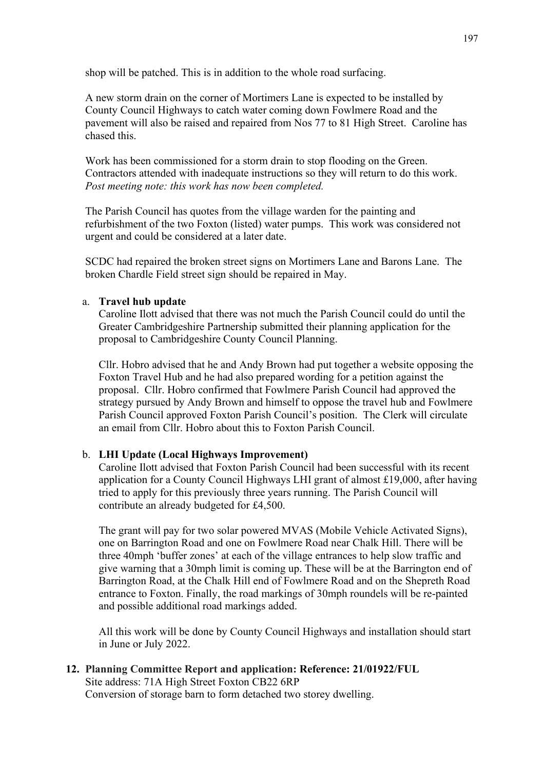shop will be patched. This is in addition to the whole road surfacing.

A new storm drain on the corner of Mortimers Lane is expected to be installed by County Council Highways to catch water coming down Fowlmere Road and the pavement will also be raised and repaired from Nos 77 to 81 High Street. Caroline has chased this.

Work has been commissioned for a storm drain to stop flooding on the Green. Contractors attended with inadequate instructions so they will return to do this work. *Post meeting note: this work has now been completed.*

The Parish Council has quotes from the village warden for the painting and refurbishment of the two Foxton (listed) water pumps. This work was considered not urgent and could be considered at a later date.

SCDC had repaired the broken street signs on Mortimers Lane and Barons Lane. The broken Chardle Field street sign should be repaired in May.

a. **Travel hub update**

   Caroline Ilott advised that there was not much the Parish Council could do until the Greater Cambridgeshire Partnership submitted their planning application for the proposal to Cambridgeshire County Council Planning.

   Cllr. Hobro advised that he and Andy Brown had put together a website opposing the Foxton Travel Hub and he had also prepared wording for a petition against the proposal. Cllr. Hobro confirmed that Fowlmere Parish Council had approved the strategy pursued by Andy Brown and himself to oppose the travel hub and Fowlmere Parish Council approved Foxton Parish Council's position. The Clerk will circulate an email from Cllr. Hobro about this to Foxton Parish Council.

b. **LHI Update (Local Highways Improvement)**

   Caroline Ilott advised that Foxton Parish Council had been successful with its recent application for a County Council Highways LHI grant of almost £19,000, after having tried to apply for this previously three years running. The Parish Council will contribute an already budgeted for £4,500.

   The grant will pay for two solar powered MVAS (Mobile Vehicle Activated Signs), one on Barrington Road and one on Fowlmere Road near Chalk Hill. There will be three 40mph 'buffer zones' at each of the village entrances to help slow traffic and give warning that a 30mph limit is coming up. These will be at the Barrington end of Barrington Road, at the Chalk Hill end of Fowlmere Road and on the Shepreth Road entrance to Foxton. Finally, the road markings of 30mph roundels will be re-painted and possible additional road markings added.

   All this work will be done by County Council Highways and installation should start in June or July 2022.

**12. Planning Committee Report and application: Reference: 21/01922/FUL**
Site address: 71A High Street Foxton CB22 6RP
Conversion of storage barn to form detached two storey dwelling.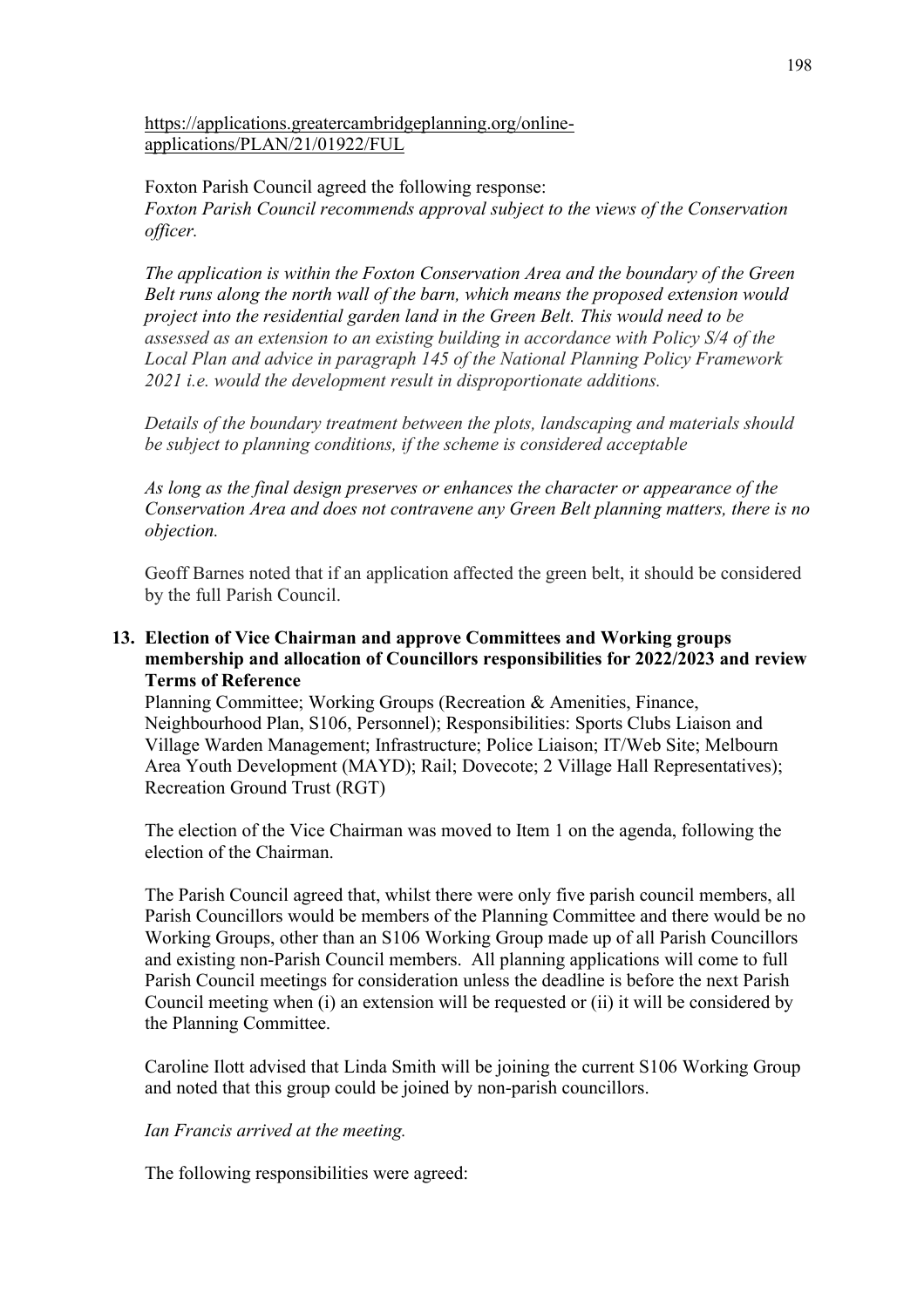https://applications.greatercambridgeplanning.org/online-applications/PLAN/21/01922/FUL

Foxton Parish Council agreed the following response:
*Foxton Parish Council recommends approval subject to the views of the Conservation officer.*

*The application is within the Foxton Conservation Area and the boundary of the Green Belt runs along the north wall of the barn, which means the proposed extension would project into the residential garden land in the Green Belt. This would need to be assessed as an extension to an existing building in accordance with Policy S/4 of the Local Plan and advice in paragraph 145 of the National Planning Policy Framework 2021 i.e. would the development result in disproportionate additions.*

*Details of the boundary treatment between the plots, landscaping and materials should be subject to planning conditions, if the scheme is considered acceptable*

*As long as the final design preserves or enhances the character or appearance of the Conservation Area and does not contravene any Green Belt planning matters, there is no objection.*

Geoff Barnes noted that if an application affected the green belt, it should be considered by the full Parish Council.

**13. Election of Vice Chairman and approve Committees and Working groups membership and allocation of Councillors responsibilities for 2022/2023 and review Terms of Reference**

Planning Committee; Working Groups (Recreation & Amenities, Finance, Neighbourhood Plan, S106, Personnel); Responsibilities: Sports Clubs Liaison and Village Warden Management; Infrastructure; Police Liaison; IT/Web Site; Melbourn Area Youth Development (MAYD); Rail; Dovecote; 2 Village Hall Representatives); Recreation Ground Trust (RGT)

The election of the Vice Chairman was moved to Item 1 on the agenda, following the election of the Chairman.

The Parish Council agreed that, whilst there were only five parish council members, all Parish Councillors would be members of the Planning Committee and there would be no Working Groups, other than an S106 Working Group made up of all Parish Councillors and existing non-Parish Council members. All planning applications will come to full Parish Council meetings for consideration unless the deadline is before the next Parish Council meeting when (i) an extension will be requested or (ii) it will be considered by the Planning Committee.

Caroline Ilott advised that Linda Smith will be joining the current S106 Working Group and noted that this group could be joined by non-parish councillors.

*Ian Francis arrived at the meeting.*

The following responsibilities were agreed: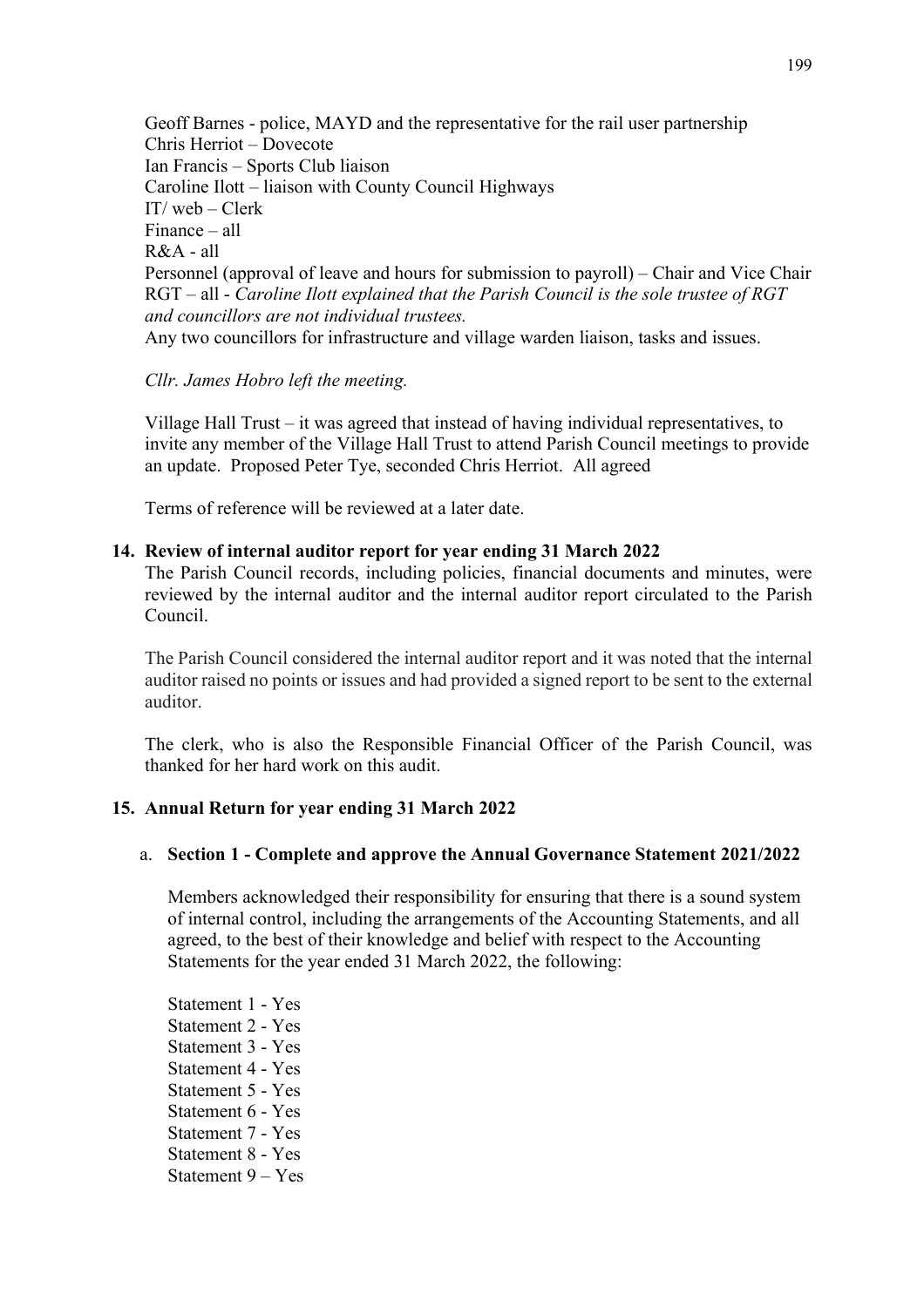Geoff Barnes - police, MAYD and the representative for the rail user partnership
Chris Herriot – Dovecote
Ian Francis – Sports Club liaison
Caroline Ilott – liaison with County Council Highways
IT/ web – Clerk
Finance – all
R&A - all
Personnel (approval of leave and hours for submission to payroll) – Chair and Vice Chair
RGT – all - *Caroline Ilott explained that the Parish Council is the sole trustee of RGT and councillors are not individual trustees.*
Any two councillors for infrastructure and village warden liaison, tasks and issues.

*Cllr. James Hobro left the meeting.*

Village Hall Trust – it was agreed that instead of having individual representatives, to invite any member of the Village Hall Trust to attend Parish Council meetings to provide an update. Proposed Peter Tye, seconded Chris Herriot. All agreed

Terms of reference will be reviewed at a later date.

**14. Review of internal auditor report for year ending 31 March 2022**

The Parish Council records, including policies, financial documents and minutes, were reviewed by the internal auditor and the internal auditor report circulated to the Parish Council.

The Parish Council considered the internal auditor report and it was noted that the internal auditor raised no points or issues and had provided a signed report to be sent to the external auditor.

The clerk, who is also the Responsible Financial Officer of the Parish Council, was thanked for her hard work on this audit.

**15. Annual Return for year ending 31 March 2022**

a. **Section 1 - Complete and approve the Annual Governance Statement 2021/2022**

Members acknowledged their responsibility for ensuring that there is a sound system of internal control, including the arrangements of the Accounting Statements, and all agreed, to the best of their knowledge and belief with respect to the Accounting Statements for the year ended 31 March 2022, the following:

Statement 1 - Yes
Statement 2 - Yes
Statement 3 - Yes
Statement 4 - Yes
Statement 5 - Yes
Statement 6 - Yes
Statement 7 - Yes
Statement 8 - Yes
Statement 9 – Yes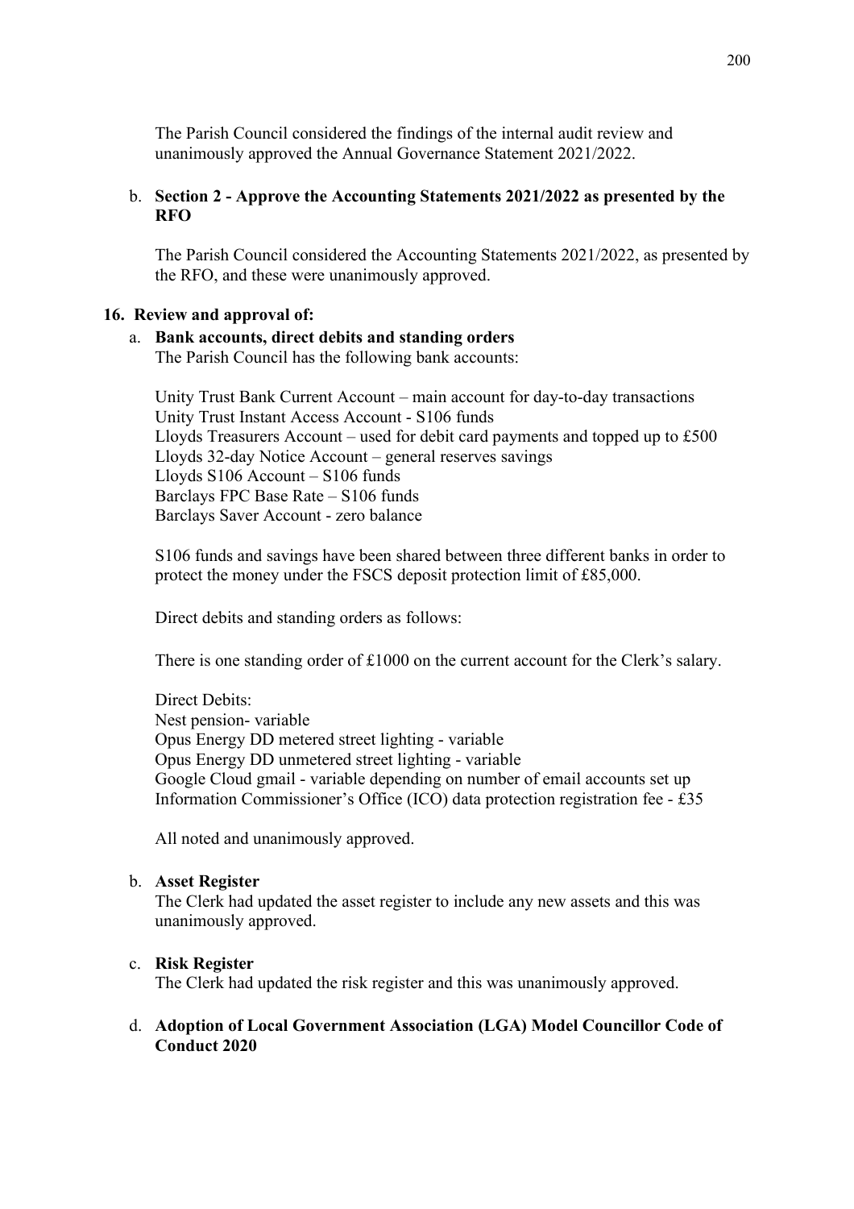The Parish Council considered the findings of the internal audit review and unanimously approved the Annual Governance Statement 2021/2022.

b. **Section 2 - Approve the Accounting Statements 2021/2022 as presented by the RFO**

The Parish Council considered the Accounting Statements 2021/2022, as presented by the RFO, and these were unanimously approved.

**16. Review and approval of:**

a. **Bank accounts, direct debits and standing orders**

The Parish Council has the following bank accounts:

Unity Trust Bank Current Account – main account for day-to-day transactions
Unity Trust Instant Access Account - S106 funds
Lloyds Treasurers Account – used for debit card payments and topped up to £500
Lloyds 32-day Notice Account – general reserves savings
Lloyds S106 Account – S106 funds
Barclays FPC Base Rate – S106 funds
Barclays Saver Account - zero balance

S106 funds and savings have been shared between three different banks in order to protect the money under the FSCS deposit protection limit of £85,000.

Direct debits and standing orders as follows:

There is one standing order of £1000 on the current account for the Clerk's salary.

Direct Debits:
Nest pension- variable
Opus Energy DD metered street lighting - variable
Opus Energy DD unmetered street lighting - variable
Google Cloud gmail - variable depending on number of email accounts set up
Information Commissioner's Office (ICO) data protection registration fee - £35

All noted and unanimously approved.

b. **Asset Register**

The Clerk had updated the asset register to include any new assets and this was unanimously approved.

c. **Risk Register**

The Clerk had updated the risk register and this was unanimously approved.

d. **Adoption of Local Government Association (LGA) Model Councillor Code of Conduct 2020**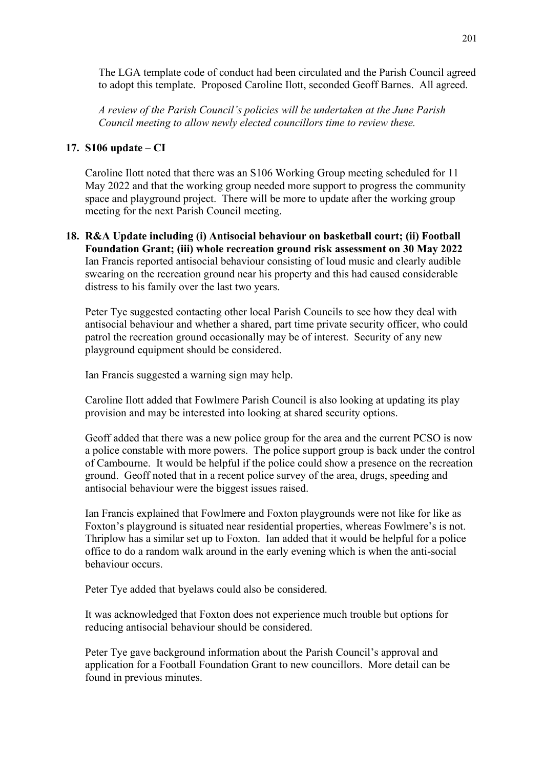The LGA template code of conduct had been circulated and the Parish Council agreed to adopt this template. Proposed Caroline Ilott, seconded Geoff Barnes. All agreed.

*A review of the Parish Council's policies will be undertaken at the June Parish Council meeting to allow newly elected councillors time to review these.*

**17. S106 update – CI**

Caroline Ilott noted that there was an S106 Working Group meeting scheduled for 11 May 2022 and that the working group needed more support to progress the community space and playground project. There will be more to update after the working group meeting for the next Parish Council meeting.

**18. R&A Update including (i) Antisocial behaviour on basketball court; (ii) Football Foundation Grant; (iii) whole recreation ground risk assessment on 30 May 2022**

Ian Francis reported antisocial behaviour consisting of loud music and clearly audible swearing on the recreation ground near his property and this had caused considerable distress to his family over the last two years.

Peter Tye suggested contacting other local Parish Councils to see how they deal with antisocial behaviour and whether a shared, part time private security officer, who could patrol the recreation ground occasionally may be of interest. Security of any new playground equipment should be considered.

Ian Francis suggested a warning sign may help.

Caroline Ilott added that Fowlmere Parish Council is also looking at updating its play provision and may be interested into looking at shared security options.

Geoff added that there was a new police group for the area and the current PCSO is now a police constable with more powers. The police support group is back under the control of Cambourne. It would be helpful if the police could show a presence on the recreation ground. Geoff noted that in a recent police survey of the area, drugs, speeding and antisocial behaviour were the biggest issues raised.

Ian Francis explained that Fowlmere and Foxton playgrounds were not like for like as Foxton's playground is situated near residential properties, whereas Fowlmere's is not. Thriplow has a similar set up to Foxton. Ian added that it would be helpful for a police office to do a random walk around in the early evening which is when the anti-social behaviour occurs.

Peter Tye added that byelaws could also be considered.

It was acknowledged that Foxton does not experience much trouble but options for reducing antisocial behaviour should be considered.

Peter Tye gave background information about the Parish Council's approval and application for a Football Foundation Grant to new councillors. More detail can be found in previous minutes.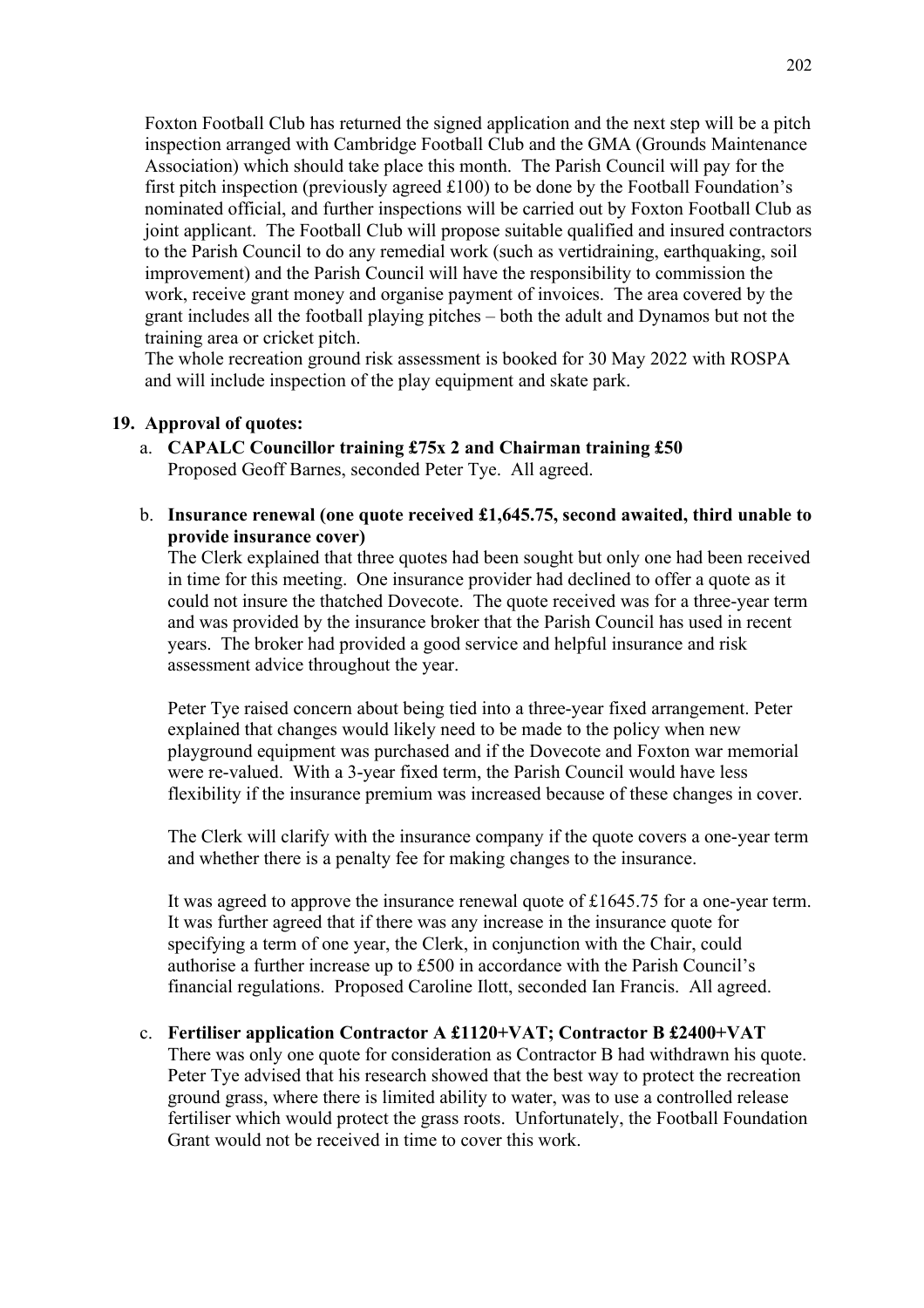Foxton Football Club has returned the signed application and the next step will be a pitch inspection arranged with Cambridge Football Club and the GMA (Grounds Maintenance Association) which should take place this month. The Parish Council will pay for the first pitch inspection (previously agreed £100) to be done by the Football Foundation's nominated official, and further inspections will be carried out by Foxton Football Club as joint applicant. The Football Club will propose suitable qualified and insured contractors to the Parish Council to do any remedial work (such as vertidraining, earthquaking, soil improvement) and the Parish Council will have the responsibility to commission the work, receive grant money and organise payment of invoices. The area covered by the grant includes all the football playing pitches – both the adult and Dynamos but not the training area or cricket pitch.

The whole recreation ground risk assessment is booked for 30 May 2022 with ROSPA and will include inspection of the play equipment and skate park.

**19. Approval of quotes:**

a. **CAPALC Councillor training £75x 2 and Chairman training £50**
Proposed Geoff Barnes, seconded Peter Tye. All agreed.

b. **Insurance renewal (one quote received £1,645.75, second awaited, third unable to provide insurance cover)**
The Clerk explained that three quotes had been sought but only one had been received in time for this meeting. One insurance provider had declined to offer a quote as it could not insure the thatched Dovecote. The quote received was for a three-year term and was provided by the insurance broker that the Parish Council has used in recent years. The broker had provided a good service and helpful insurance and risk assessment advice throughout the year.

Peter Tye raised concern about being tied into a three-year fixed arrangement. Peter explained that changes would likely need to be made to the policy when new playground equipment was purchased and if the Dovecote and Foxton war memorial were re-valued. With a 3-year fixed term, the Parish Council would have less flexibility if the insurance premium was increased because of these changes in cover.

The Clerk will clarify with the insurance company if the quote covers a one-year term and whether there is a penalty fee for making changes to the insurance.

It was agreed to approve the insurance renewal quote of £1645.75 for a one-year term. It was further agreed that if there was any increase in the insurance quote for specifying a term of one year, the Clerk, in conjunction with the Chair, could authorise a further increase up to £500 in accordance with the Parish Council's financial regulations. Proposed Caroline Ilott, seconded Ian Francis. All agreed.

c. **Fertiliser application Contractor A £1120+VAT; Contractor B £2400+VAT**
There was only one quote for consideration as Contractor B had withdrawn his quote. Peter Tye advised that his research showed that the best way to protect the recreation ground grass, where there is limited ability to water, was to use a controlled release fertiliser which would protect the grass roots. Unfortunately, the Football Foundation Grant would not be received in time to cover this work.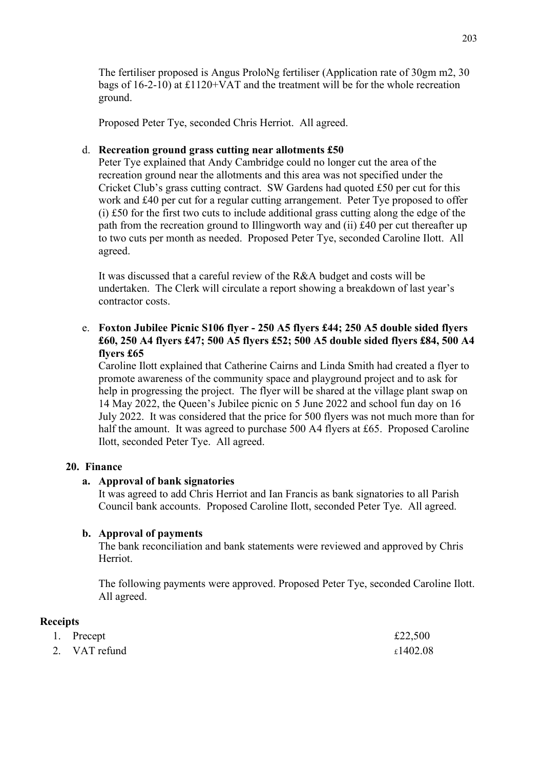The fertiliser proposed is Angus ProloNg fertiliser (Application rate of 30gm m2, 30 bags of 16-2-10) at £1120+VAT and the treatment will be for the whole recreation ground.

Proposed Peter Tye, seconded Chris Herriot. All agreed.

d. **Recreation ground grass cutting near allotments £50**

Peter Tye explained that Andy Cambridge could no longer cut the area of the recreation ground near the allotments and this area was not specified under the Cricket Club's grass cutting contract. SW Gardens had quoted £50 per cut for this work and £40 per cut for a regular cutting arrangement. Peter Tye proposed to offer (i) £50 for the first two cuts to include additional grass cutting along the edge of the path from the recreation ground to Illingworth way and (ii) £40 per cut thereafter up to two cuts per month as needed. Proposed Peter Tye, seconded Caroline Ilott. All agreed.

It was discussed that a careful review of the R&A budget and costs will be undertaken. The Clerk will circulate a report showing a breakdown of last year's contractor costs.

e. **Foxton Jubilee Picnic S106 flyer - 250 A5 flyers £44; 250 A5 double sided flyers £60, 250 A4 flyers £47; 500 A5 flyers £52; 500 A5 double sided flyers £84, 500 A4 flyers £65**

Caroline Ilott explained that Catherine Cairns and Linda Smith had created a flyer to promote awareness of the community space and playground project and to ask for help in progressing the project. The flyer will be shared at the village plant swap on 14 May 2022, the Queen's Jubilee picnic on 5 June 2022 and school fun day on 16 July 2022. It was considered that the price for 500 flyers was not much more than for half the amount. It was agreed to purchase 500 A4 flyers at £65. Proposed Caroline Ilott, seconded Peter Tye. All agreed.

## 20. Finance

### a. Approval of bank signatories

It was agreed to add Chris Herriot and Ian Francis as bank signatories to all Parish Council bank accounts. Proposed Caroline Ilott, seconded Peter Tye. All agreed.

### b. Approval of payments

The bank reconciliation and bank statements were reviewed and approved by Chris Herriot.

The following payments were approved. Proposed Peter Tye, seconded Caroline Ilott. All agreed.

**Receipts**

| | |
|---|---|
| 1. Precept | £22,500 |
| 2. VAT refund | £1402.08 |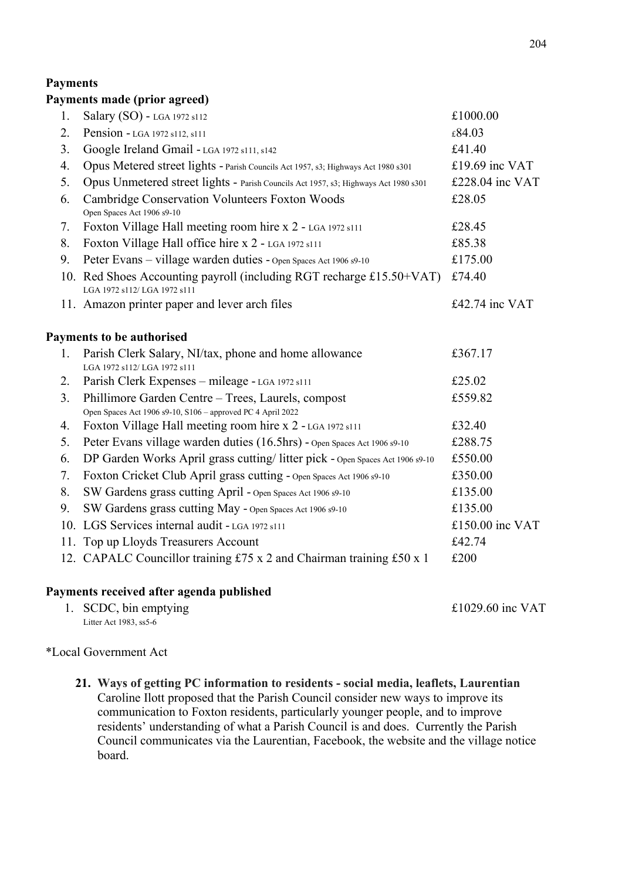## Payments

### Payments made (prior agreed)

| | | |
|---|---|---|
| 1. | Salary (SO) - LGA 1972 s112 | £1000.00 |
| 2. | Pension - LGA 1972 s112, s111 | £84.03 |
| 3. | Google Ireland Gmail - LGA 1972 s111, s142 | £41.40 |
| 4. | Opus Metered street lights - Parish Councils Act 1957, s3; Highways Act 1980 s301 | £19.69 inc VAT |
| 5. | Opus Unmetered street lights - Parish Councils Act 1957, s3; Highways Act 1980 s301 | £228.04 inc VAT |
| 6. | Cambridge Conservation Volunteers Foxton Woods<br>Open Spaces Act 1906 s9-10 | £28.05 |
| 7. | Foxton Village Hall meeting room hire x 2 - LGA 1972 s111 | £28.45 |
| 8. | Foxton Village Hall office hire x 2 - LGA 1972 s111 | £85.38 |
| 9. | Peter Evans – village warden duties - Open Spaces Act 1906 s9-10 | £175.00 |
| 10. | Red Shoes Accounting payroll (including RGT recharge £15.50+VAT)<br>LGA 1972 s112/ LGA 1972 s111 | £74.40 |
| 11. | Amazon printer paper and lever arch files | £42.74 inc VAT |

### Payments to be authorised

| | | |
|---|---|---|
| 1. | Parish Clerk Salary, NI/tax, phone and home allowance<br>LGA 1972 s112/ LGA 1972 s111 | £367.17 |
| 2. | Parish Clerk Expenses – mileage - LGA 1972 s111 | £25.02 |
| 3. | Phillimore Garden Centre – Trees, Laurels, compost<br>Open Spaces Act 1906 s9-10, S106 – approved PC 4 April 2022 | £559.82 |
| 4. | Foxton Village Hall meeting room hire x 2 - LGA 1972 s111 | £32.40 |
| 5. | Peter Evans village warden duties (16.5hrs) - Open Spaces Act 1906 s9-10 | £288.75 |
| 6. | DP Garden Works April grass cutting/ litter pick - Open Spaces Act 1906 s9-10 | £550.00 |
| 7. | Foxton Cricket Club April grass cutting - Open Spaces Act 1906 s9-10 | £350.00 |
| 8. | SW Gardens grass cutting April - Open Spaces Act 1906 s9-10 | £135.00 |
| 9. | SW Gardens grass cutting May - Open Spaces Act 1906 s9-10 | £135.00 |
| 10. | LGS Services internal audit - LGA 1972 s111 | £150.00 inc VAT |
| 11. | Top up Lloyds Treasurers Account | £42.74 |
| 12. | CAPALC Councillor training £75 x 2 and Chairman training £50 x 1 | £200 |

### Payments received after agenda published

| | | |
|---|---|---|
| 1. | SCDC, bin emptying<br>Litter Act 1983, ss5-6 | £1029.60 inc VAT |

*Local Government Act

**21. Ways of getting PC information to residents - social media, leaflets, Laurentian**

Caroline Ilott proposed that the Parish Council consider new ways to improve its communication to Foxton residents, particularly younger people, and to improve residents' understanding of what a Parish Council is and does. Currently the Parish Council communicates via the Laurentian, Facebook, the website and the village notice board.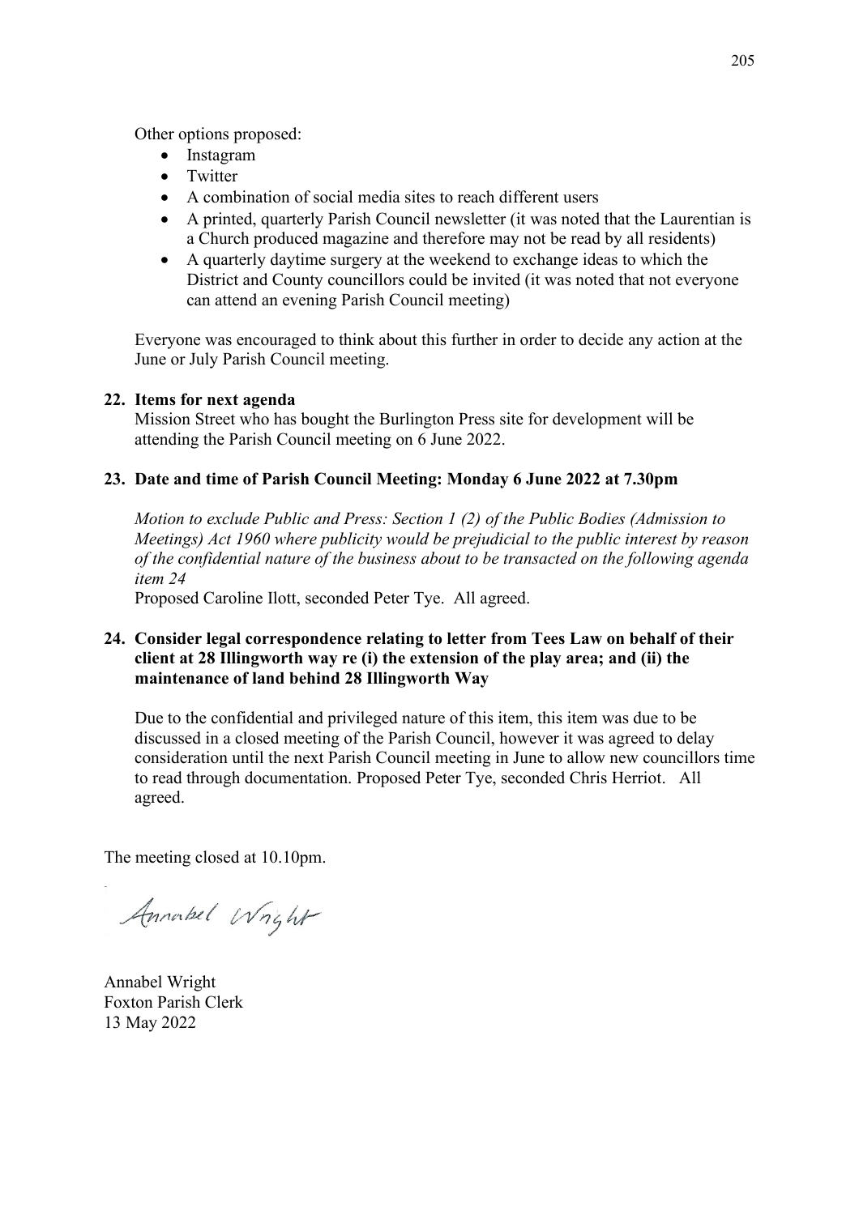Other options proposed:

- Instagram
- Twitter
- A combination of social media sites to reach different users
- A printed, quarterly Parish Council newsletter (it was noted that the Laurentian is a Church produced magazine and therefore may not be read by all residents)
- A quarterly daytime surgery at the weekend to exchange ideas to which the District and County councillors could be invited (it was noted that not everyone can attend an evening Parish Council meeting)

Everyone was encouraged to think about this further in order to decide any action at the June or July Parish Council meeting.

**22. Items for next agenda**

Mission Street who has bought the Burlington Press site for development will be attending the Parish Council meeting on 6 June 2022.

**23. Date and time of Parish Council Meeting: Monday 6 June 2022 at 7.30pm**

*Motion to exclude Public and Press: Section 1 (2) of the Public Bodies (Admission to Meetings) Act 1960 where publicity would be prejudicial to the public interest by reason of the confidential nature of the business about to be transacted on the following agenda item 24*

Proposed Caroline Ilott, seconded Peter Tye. All agreed.

**24. Consider legal correspondence relating to letter from Tees Law on behalf of their client at 28 Illingworth way re (i) the extension of the play area; and (ii) the maintenance of land behind 28 Illingworth Way**

Due to the confidential and privileged nature of this item, this item was due to be discussed in a closed meeting of the Parish Council, however it was agreed to delay consideration until the next Parish Council meeting in June to allow new councillors time to read through documentation. Proposed Peter Tye, seconded Chris Herriot. All agreed.

The meeting closed at 10.10pm.

Annabel Wright

Annabel Wright
Foxton Parish Clerk
13 May 2022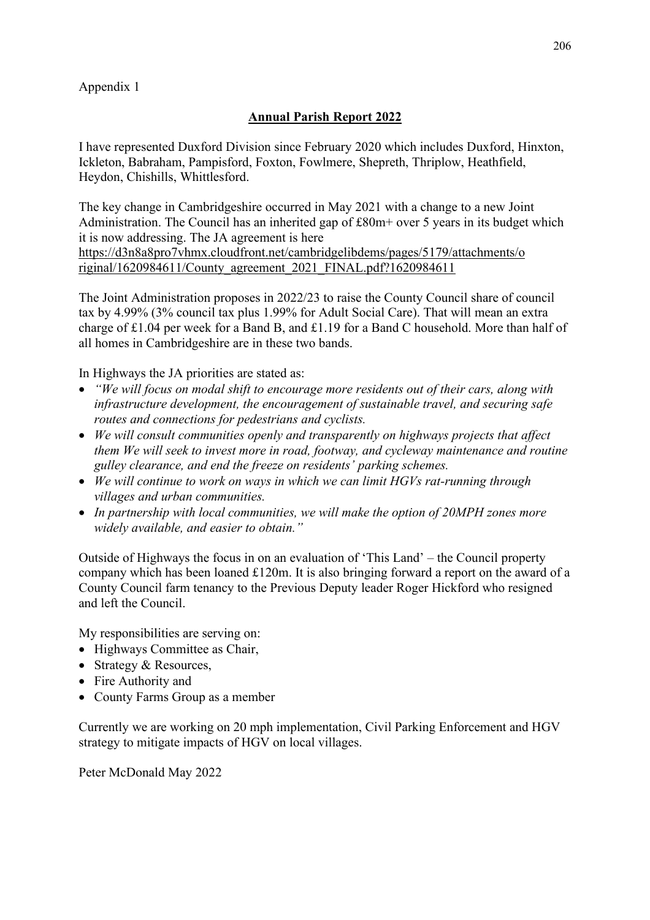Appendix 1

## Annual Parish Report 2022

I have represented Duxford Division since February 2020 which includes Duxford, Hinxton, Ickleton, Babraham, Pampisford, Foxton, Fowlmere, Shepreth, Thriplow, Heathfield, Heydon, Chishills, Whittlesford.

The key change in Cambridgeshire occurred in May 2021 with a change to a new Joint Administration. The Council has an inherited gap of £80m+ over 5 years in its budget which it is now addressing. The JA agreement is here
https://d3n8a8pro7vhmx.cloudfront.net/cambridgelibdems/pages/5179/attachments/original/1620984611/County_agreement_2021_FINAL.pdf?1620984611

The Joint Administration proposes in 2022/23 to raise the County Council share of council tax by 4.99% (3% council tax plus 1.99% for Adult Social Care). That will mean an extra charge of £1.04 per week for a Band B, and £1.19 for a Band C household. More than half of all homes in Cambridgeshire are in these two bands.

In Highways the JA priorities are stated as:

- *"We will focus on modal shift to encourage more residents out of their cars, along with infrastructure development, the encouragement of sustainable travel, and securing safe routes and connections for pedestrians and cyclists.*
- *We will consult communities openly and transparently on highways projects that affect them We will seek to invest more in road, footway, and cycleway maintenance and routine gulley clearance, and end the freeze on residents' parking schemes.*
- *We will continue to work on ways in which we can limit HGVs rat-running through villages and urban communities.*
- *In partnership with local communities, we will make the option of 20MPH zones more widely available, and easier to obtain."*

Outside of Highways the focus in on an evaluation of 'This Land' – the Council property company which has been loaned £120m. It is also bringing forward a report on the award of a County Council farm tenancy to the Previous Deputy leader Roger Hickford who resigned and left the Council.

My responsibilities are serving on:

- Highways Committee as Chair,
- Strategy & Resources,
- Fire Authority and
- County Farms Group as a member

Currently we are working on 20 mph implementation, Civil Parking Enforcement and HGV strategy to mitigate impacts of HGV on local villages.

Peter McDonald May 2022